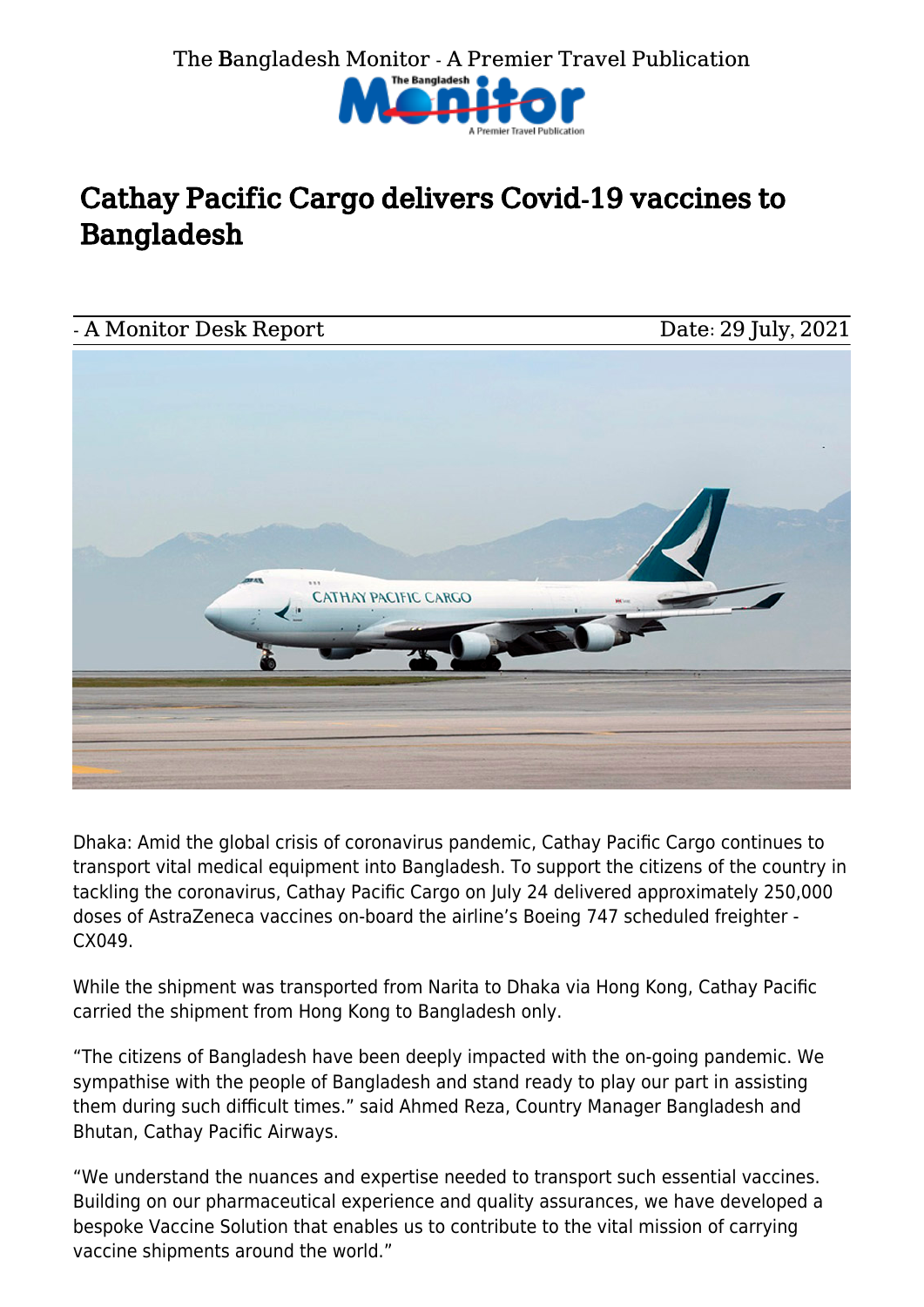The Bangladesh Monitor - A Premier Travel Publication

# Cathay Pacific Cargo delivers Covid-19 vaccines to Bangladesh

- A Monitor Desk Report Date: 29 July, 2021

Dhaka: Amid the global crisis of coronavirus pandemic, Cathay Pacific Cargo continues to transport vital medical equipment into Bangladesh. To support the citizens of the country in tackling the coronavirus, Cathay Pacific Cargo on July 24 delivered approximately 250,000 doses of AstraZeneca vaccines on-board the airline's Boeing 747 scheduled freighter - CX049.

While the shipment was transported from Narita to Dhaka via Hong Kong, Cathay Pacific carried the shipment from Hong Kong to Bangladesh only.

"The citizens of Bangladesh have been deeply impacted with the on-going pandemic. We sympathise with the people of Bangladesh and stand ready to play our part in assisting them during such difficult times." said Ahmed Reza, Country Manager Bangladesh and Bhutan, Cathay Pacific Airways.

"We understand the nuances and expertise needed to transport such essential vaccines. Building on our pharmaceutical experience and quality assurances, we have developed a bespoke Vaccine Solution that enables us to contribute to the vital mission of carrying vaccine shipments around the world."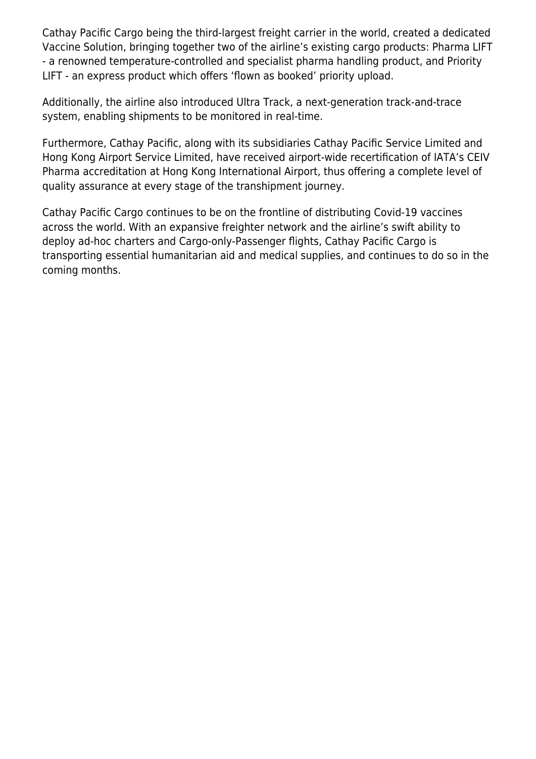Cathay Pacific Cargo being the third-largest freight carrier in the world, created a dedicated Vaccine Solution, bringing together two of the airline's existing cargo products: Pharma LIFT - a renowned temperature-controlled and specialist pharma handling product, and Priority LIFT - an express product which offers 'flown as booked' priority upload.

Additionally, the airline also introduced Ultra Track, a next-generation track-and-trace system, enabling shipments to be monitored in real-time.

Furthermore, Cathay Pacific, along with its subsidiaries Cathay Pacific Service Limited and Hong Kong Airport Service Limited, have received airport-wide recertification of IATA's CEIV Pharma accreditation at Hong Kong International Airport, thus offering a complete level of quality assurance at every stage of the transhipment journey.

Cathay Pacific Cargo continues to be on the frontline of distributing Covid-19 vaccines across the world. With an expansive freighter network and the airline's swift ability to deploy ad-hoc charters and Cargo-only-Passenger flights, Cathay Pacific Cargo is transporting essential humanitarian aid and medical supplies, and continues to do so in the coming months.